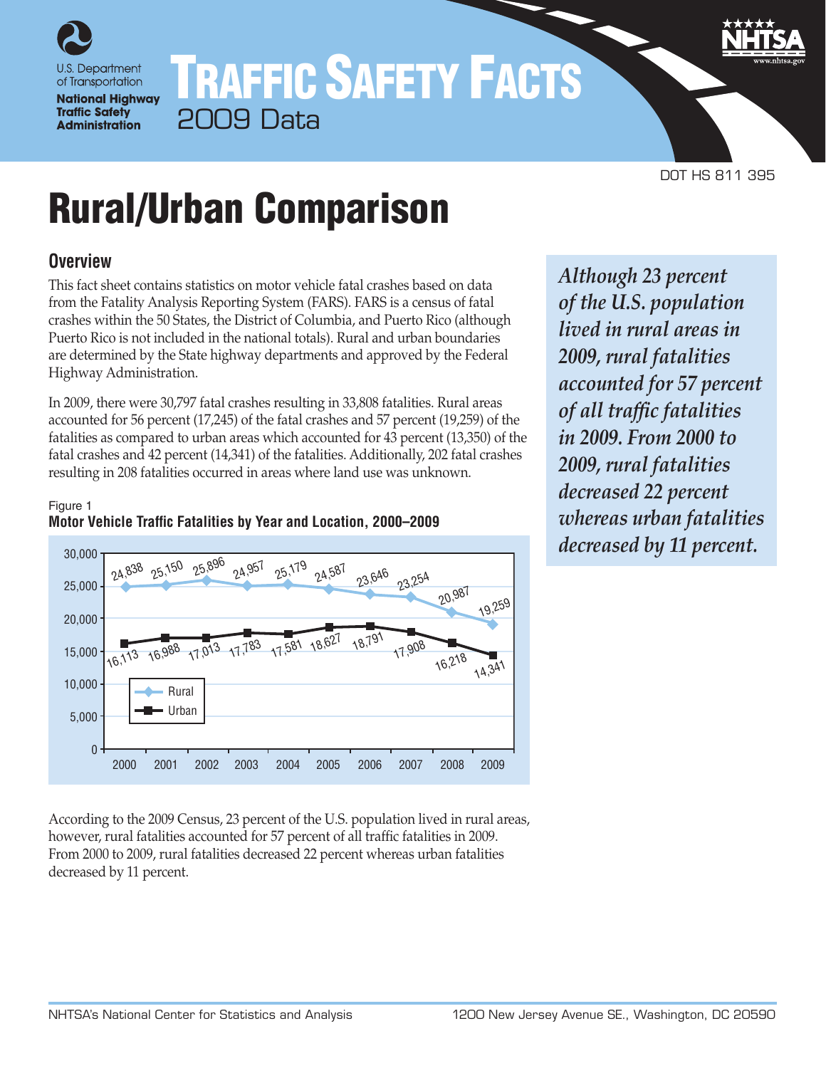# Traffic Safety Facts

2009 Data

DOT HS 811 395

# Rural/Urban Comparison

## Overview

This fact sheet contains statistics on motor vehicle fatal crashes based on data from the Fatality Analysis Reporting System (FARS). FARS is a census of fatal crashes within the 50 States, the District of Columbia, and Puerto Rico (although Puerto Rico is not included in the national totals). Rural and urban boundaries are determined by the State highway departments and approved by the Federal Highway Administration.

In 2009, there were 30,797 fatal crashes resulting in 33,808 fatalities. Rural areas accounted for 56 percent (17,245) of the fatal crashes and 57 percent (19,259) of the fatalities as compared to urban areas which accounted for 43 percent (13,350) of the fatal crashes and 42 percent (14,341) of the fatalities. Additionally, 202 fatal crashes resulting in 208 fatalities occurred in areas where land use was unknown.

*Although 23 percent of the U.S. population lived in rural areas in 2009, rural fatalities accounted for 57 percent of all traffic fatalities in 2009. From 2000 to 2009, rural fatalities decreased 22 percent whereas urban fatalities decreased by 11 percent.*

Figure 1
**Motor Vehicle Traffic Fatalities by Year and Location, 2000–2009**

| Year | Rural | Urban |
|---|---|---|
| 2000 | 24,838 | 16,113 |
| 2001 | 25,150 | 16,988 |
| 2002 | 25,896 | 17,013 |
| 2003 | 24,957 | 17,783 |
| 2004 | 25,179 | 17,581 |
| 2005 | 24,587 | 18,627 |
| 2006 | 23,646 | 18,791 |
| 2007 | 23,254 | 17,908 |
| 2008 | 20,987 | 16,218 |
| 2009 | 19,259 | 14,341 |

According to the 2009 Census, 23 percent of the U.S. population lived in rural areas, however, rural fatalities accounted for 57 percent of all traffic fatalities in 2009. From 2000 to 2009, rural fatalities decreased 22 percent whereas urban fatalities decreased by 11 percent.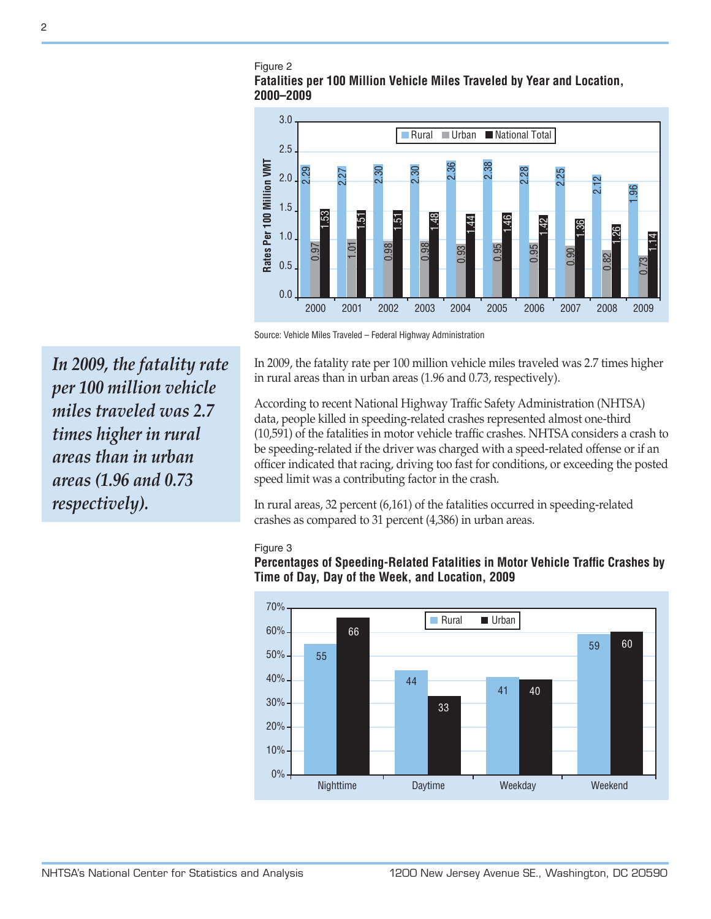Figure 2

**Fatalities per 100 Million Vehicle Miles Traveled by Year and Location, 2000–2009**

| Year | Rural | Urban | National Total |
|---|---|---|---|
| 2000 | 2.29 | 0.97 | 1.53 |
| 2001 | 2.27 | 1.01 | 1.51 |
| 2002 | 2.30 | 0.98 | 1.51 |
| 2003 | 2.30 | 0.98 | 1.48 |
| 2004 | 2.36 | 0.93 | 1.44 |
| 2005 | 2.38 | 0.95 | 1.46 |
| 2006 | 2.28 | 0.95 | 1.42 |
| 2007 | 2.25 | 0.90 | 1.36 |
| 2008 | 2.12 | 0.82 | 1.26 |
| 2009 | 1.96 | 0.73 | 1.14 |

Source: Vehicle Miles Traveled – Federal Highway Administration

*In 2009, the fatality rate per 100 million vehicle miles traveled was 2.7 times higher in rural areas than in urban areas (1.96 and 0.73 respectively).*

In 2009, the fatality rate per 100 million vehicle miles traveled was 2.7 times higher in rural areas than in urban areas (1.96 and 0.73, respectively).

According to recent National Highway Traffic Safety Administration (NHTSA) data, people killed in speeding-related crashes represented almost one-third (10,591) of the fatalities in motor vehicle traffic crashes. NHTSA considers a crash to be speeding-related if the driver was charged with a speed-related offense or if an officer indicated that racing, driving too fast for conditions, or exceeding the posted speed limit was a contributing factor in the crash.

In rural areas, 32 percent (6,161) of the fatalities occurred in speeding-related crashes as compared to 31 percent (4,386) in urban areas.

Figure 3

**Percentages of Speeding-Related Fatalities in Motor Vehicle Traffic Crashes by Time of Day, Day of the Week, and Location, 2009**

| | Rural | Urban |
|---|---|---|
| Nighttime | 55 | 66 |
| Daytime | 44 | 33 |
| Weekday | 41 | 40 |
| Weekend | 59 | 60 |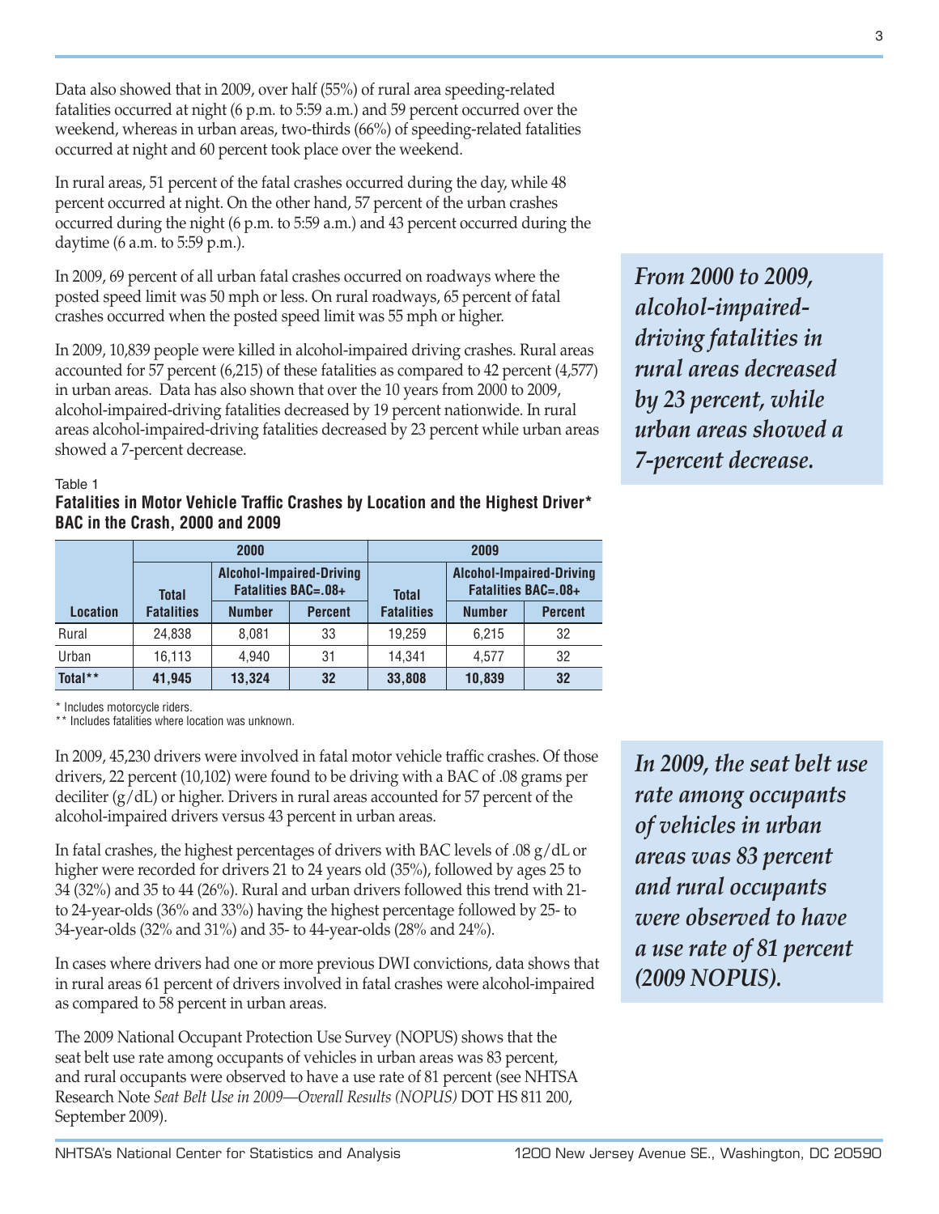Data also showed that in 2009, over half (55%) of rural area speeding-related fatalities occurred at night (6 p.m. to 5:59 a.m.) and 59 percent occurred over the weekend, whereas in urban areas, two-thirds (66%) of speeding-related fatalities occurred at night and 60 percent took place over the weekend.

In rural areas, 51 percent of the fatal crashes occurred during the day, while 48 percent occurred at night. On the other hand, 57 percent of the urban crashes occurred during the night (6 p.m. to 5:59 a.m.) and 43 percent occurred during the daytime (6 a.m. to 5:59 p.m.).

In 2009, 69 percent of all urban fatal crashes occurred on roadways where the posted speed limit was 50 mph or less. On rural roadways, 65 percent of fatal crashes occurred when the posted speed limit was 55 mph or higher.

In 2009, 10,839 people were killed in alcohol-impaired driving crashes. Rural areas accounted for 57 percent (6,215) of these fatalities as compared to 42 percent (4,577) in urban areas. Data has also shown that over the 10 years from 2000 to 2009, alcohol-impaired-driving fatalities decreased by 19 percent nationwide. In rural areas alcohol-impaired-driving fatalities decreased by 23 percent while urban areas showed a 7-percent decrease.

***From 2000 to 2009, alcohol-impaired-driving fatalities in rural areas decreased by 23 percent, while urban areas showed a 7-percent decrease.***

Table 1

**Fatalities in Motor Vehicle Traffic Crashes by Location and the Highest Driver* BAC in the Crash, 2000 and 2009**

| | 2000 | | | 2009 | | |
|---|---|---|---|---|---|---|
| | Total | Alcohol-Impaired-Driving Fatalities BAC=.08+ | | Total | Alcohol-Impaired-Driving Fatalities BAC=.08+ | |
| Location | Fatalities | Number | Percent | Fatalities | Number | Percent |
| Rural | 24,838 | 8,081 | 33 | 19,259 | 6,215 | 32 |
| Urban | 16,113 | 4,940 | 31 | 14,341 | 4,577 | 32 |
| **Total**** | **41,945** | **13,324** | **32** | **33,808** | **10,839** | **32** |

\* Includes motorcycle riders.
** Includes fatalities where location was unknown.

In 2009, 45,230 drivers were involved in fatal motor vehicle traffic crashes. Of those drivers, 22 percent (10,102) were found to be driving with a BAC of .08 grams per deciliter (g/dL) or higher. Drivers in rural areas accounted for 57 percent of the alcohol-impaired drivers versus 43 percent in urban areas.

In fatal crashes, the highest percentages of drivers with BAC levels of .08 g/dL or higher were recorded for drivers 21 to 24 years old (35%), followed by ages 25 to 34 (32%) and 35 to 44 (26%). Rural and urban drivers followed this trend with 21- to 24-year-olds (36% and 33%) having the highest percentage followed by 25- to 34-year-olds (32% and 31%) and 35- to 44-year-olds (28% and 24%).

In cases where drivers had one or more previous DWI convictions, data shows that in rural areas 61 percent of drivers involved in fatal crashes were alcohol-impaired as compared to 58 percent in urban areas.

The 2009 National Occupant Protection Use Survey (NOPUS) shows that the seat belt use rate among occupants of vehicles in urban areas was 83 percent, and rural occupants were observed to have a use rate of 81 percent (see NHTSA Research Note *Seat Belt Use in 2009—Overall Results (NOPUS)* DOT HS 811 200, September 2009).

***In 2009, the seat belt use rate among occupants of vehicles in urban areas was 83 percent and rural occupants were observed to have a use rate of 81 percent (2009 NOPUS).***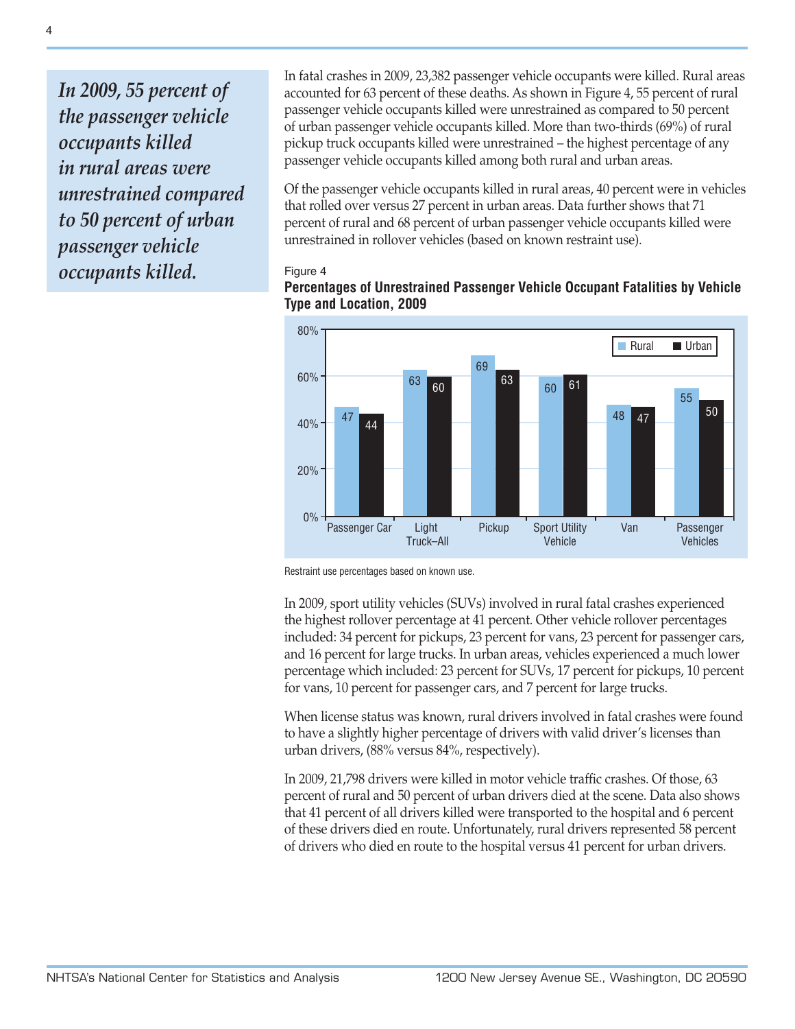*In 2009, 55 percent of the passenger vehicle occupants killed in rural areas were unrestrained compared to 50 percent of urban passenger vehicle occupants killed.*

In fatal crashes in 2009, 23,382 passenger vehicle occupants were killed. Rural areas accounted for 63 percent of these deaths. As shown in Figure 4, 55 percent of rural passenger vehicle occupants killed were unrestrained as compared to 50 percent of urban passenger vehicle occupants killed. More than two-thirds (69%) of rural pickup truck occupants killed were unrestrained – the highest percentage of any passenger vehicle occupants killed among both rural and urban areas.

Of the passenger vehicle occupants killed in rural areas, 40 percent were in vehicles that rolled over versus 27 percent in urban areas. Data further shows that 71 percent of rural and 68 percent of urban passenger vehicle occupants killed were unrestrained in rollover vehicles (based on known restraint use).

Figure 4

**Percentages of Unrestrained Passenger Vehicle Occupant Fatalities by Vehicle Type and Location, 2009**

| Vehicle Type | Rural | Urban |
|---|---|---|
| Passenger Car | 47 | 44 |
| Light Truck–All | 63 | 60 |
| Pickup | 69 | 63 |
| Sport Utility Vehicle | 60 | 61 |
| Van | 48 | 47 |
| Passenger Vehicles | 55 | 50 |

Restraint use percentages based on known use.

In 2009, sport utility vehicles (SUVs) involved in rural fatal crashes experienced the highest rollover percentage at 41 percent. Other vehicle rollover percentages included: 34 percent for pickups, 23 percent for vans, 23 percent for passenger cars, and 16 percent for large trucks. In urban areas, vehicles experienced a much lower percentage which included: 23 percent for SUVs, 17 percent for pickups, 10 percent for vans, 10 percent for passenger cars, and 7 percent for large trucks.

When license status was known, rural drivers involved in fatal crashes were found to have a slightly higher percentage of drivers with valid driver's licenses than urban drivers, (88% versus 84%, respectively).

In 2009, 21,798 drivers were killed in motor vehicle traffic crashes. Of those, 63 percent of rural and 50 percent of urban drivers died at the scene. Data also shows that 41 percent of all drivers killed were transported to the hospital and 6 percent of these drivers died en route. Unfortunately, rural drivers represented 58 percent of drivers who died en route to the hospital versus 41 percent for urban drivers.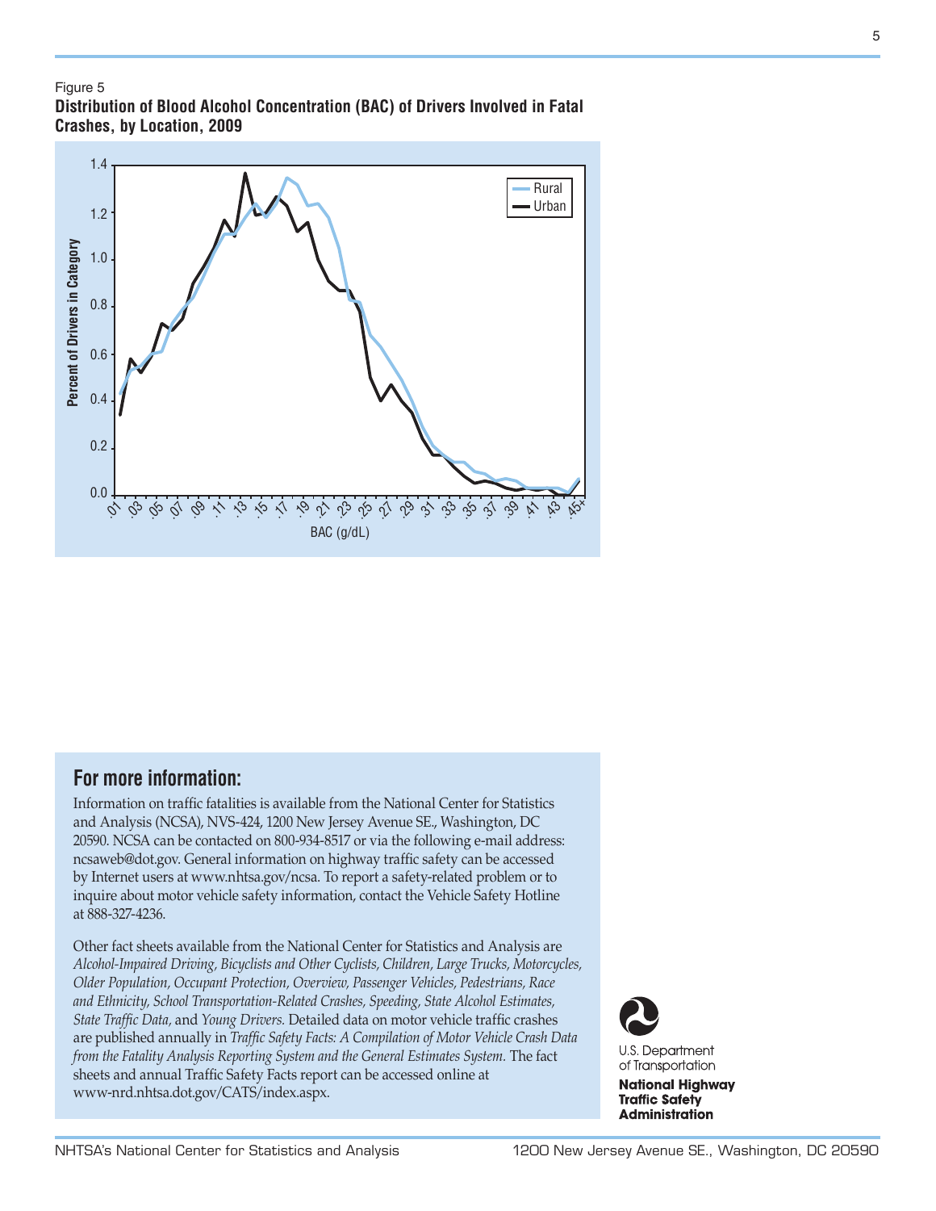Figure 5

**Distribution of Blood Alcohol Concentration (BAC) of Drivers Involved in Fatal Crashes, by Location, 2009**

## For more information:

Information on traffic fatalities is available from the National Center for Statistics and Analysis (NCSA), NVS-424, 1200 New Jersey Avenue SE., Washington, DC 20590. NCSA can be contacted on 800-934-8517 or via the following e-mail address: ncsaweb@dot.gov. General information on highway traffic safety can be accessed by Internet users at www.nhtsa.gov/ncsa. To report a safety-related problem or to inquire about motor vehicle safety information, contact the Vehicle Safety Hotline at 888-327-4236.

Other fact sheets available from the National Center for Statistics and Analysis are *Alcohol-Impaired Driving, Bicyclists and Other Cyclists, Children, Large Trucks, Motorcycles, Older Population, Occupant Protection, Overview, Passenger Vehicles, Pedestrians, Race and Ethnicity, School Transportation-Related Crashes, Speeding, State Alcohol Estimates, State Traffic Data,* and *Young Drivers.* Detailed data on motor vehicle traffic crashes are published annually in *Traffic Safety Facts: A Compilation of Motor Vehicle Crash Data from the Fatality Analysis Reporting System and the General Estimates System.* The fact sheets and annual Traffic Safety Facts report can be accessed online at www-nrd.nhtsa.dot.gov/CATS/index.aspx.

U.S. Department of Transportation

**National Highway Traffic Safety Administration**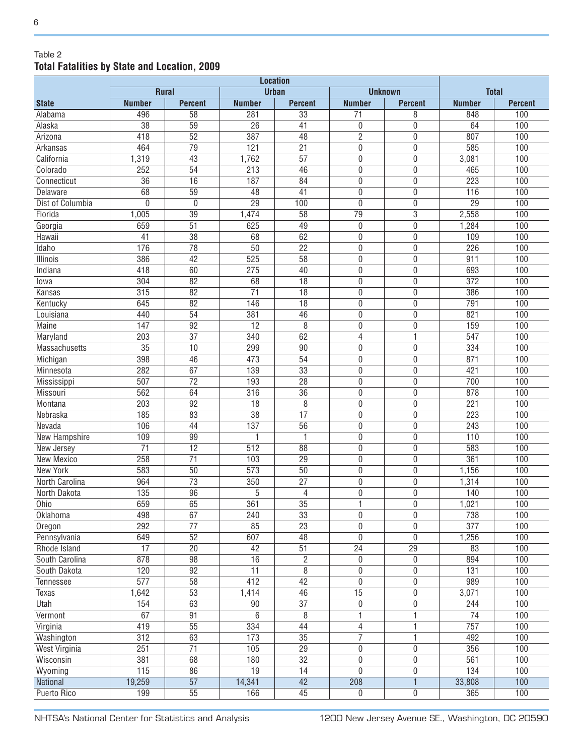Table 2
**Total Fatalities by State and Location, 2009**

| | Location | | | | | | | |
|---|---|---|---|---|---|---|---|---|
| | Rural | | Urban | | Unknown | | Total | |
| State | Number | Percent | Number | Percent | Number | Percent | Number | Percent |
| Alabama | 496 | 58 | 281 | 33 | 71 | 8 | 848 | 100 |
| Alaska | 38 | 59 | 26 | 41 | 0 | 0 | 64 | 100 |
| Arizona | 418 | 52 | 387 | 48 | 2 | 0 | 807 | 100 |
| Arkansas | 464 | 79 | 121 | 21 | 0 | 0 | 585 | 100 |
| California | 1,319 | 43 | 1,762 | 57 | 0 | 0 | 3,081 | 100 |
| Colorado | 252 | 54 | 213 | 46 | 0 | 0 | 465 | 100 |
| Connecticut | 36 | 16 | 187 | 84 | 0 | 0 | 223 | 100 |
| Delaware | 68 | 59 | 48 | 41 | 0 | 0 | 116 | 100 |
| Dist of Columbia | 0 | 0 | 29 | 100 | 0 | 0 | 29 | 100 |
| Florida | 1,005 | 39 | 1,474 | 58 | 79 | 3 | 2,558 | 100 |
| Georgia | 659 | 51 | 625 | 49 | 0 | 0 | 1,284 | 100 |
| Hawaii | 41 | 38 | 68 | 62 | 0 | 0 | 109 | 100 |
| Idaho | 176 | 78 | 50 | 22 | 0 | 0 | 226 | 100 |
| Illinois | 386 | 42 | 525 | 58 | 0 | 0 | 911 | 100 |
| Indiana | 418 | 60 | 275 | 40 | 0 | 0 | 693 | 100 |
| Iowa | 304 | 82 | 68 | 18 | 0 | 0 | 372 | 100 |
| Kansas | 315 | 82 | 71 | 18 | 0 | 0 | 386 | 100 |
| Kentucky | 645 | 82 | 146 | 18 | 0 | 0 | 791 | 100 |
| Louisiana | 440 | 54 | 381 | 46 | 0 | 0 | 821 | 100 |
| Maine | 147 | 92 | 12 | 8 | 0 | 0 | 159 | 100 |
| Maryland | 203 | 37 | 340 | 62 | 4 | 1 | 547 | 100 |
| Massachusetts | 35 | 10 | 299 | 90 | 0 | 0 | 334 | 100 |
| Michigan | 398 | 46 | 473 | 54 | 0 | 0 | 871 | 100 |
| Minnesota | 282 | 67 | 139 | 33 | 0 | 0 | 421 | 100 |
| Mississippi | 507 | 72 | 193 | 28 | 0 | 0 | 700 | 100 |
| Missouri | 562 | 64 | 316 | 36 | 0 | 0 | 878 | 100 |
| Montana | 203 | 92 | 18 | 8 | 0 | 0 | 221 | 100 |
| Nebraska | 185 | 83 | 38 | 17 | 0 | 0 | 223 | 100 |
| Nevada | 106 | 44 | 137 | 56 | 0 | 0 | 243 | 100 |
| New Hampshire | 109 | 99 | 1 | 1 | 0 | 0 | 110 | 100 |
| New Jersey | 71 | 12 | 512 | 88 | 0 | 0 | 583 | 100 |
| New Mexico | 258 | 71 | 103 | 29 | 0 | 0 | 361 | 100 |
| New York | 583 | 50 | 573 | 50 | 0 | 0 | 1,156 | 100 |
| North Carolina | 964 | 73 | 350 | 27 | 0 | 0 | 1,314 | 100 |
| North Dakota | 135 | 96 | 5 | 4 | 0 | 0 | 140 | 100 |
| Ohio | 659 | 65 | 361 | 35 | 1 | 0 | 1,021 | 100 |
| Oklahoma | 498 | 67 | 240 | 33 | 0 | 0 | 738 | 100 |
| Oregon | 292 | 77 | 85 | 23 | 0 | 0 | 377 | 100 |
| Pennsylvania | 649 | 52 | 607 | 48 | 0 | 0 | 1,256 | 100 |
| Rhode Island | 17 | 20 | 42 | 51 | 24 | 29 | 83 | 100 |
| South Carolina | 878 | 98 | 16 | 2 | 0 | 0 | 894 | 100 |
| South Dakota | 120 | 92 | 11 | 8 | 0 | 0 | 131 | 100 |
| Tennessee | 577 | 58 | 412 | 42 | 0 | 0 | 989 | 100 |
| Texas | 1,642 | 53 | 1,414 | 46 | 15 | 0 | 3,071 | 100 |
| Utah | 154 | 63 | 90 | 37 | 0 | 0 | 244 | 100 |
| Vermont | 67 | 91 | 6 | 8 | 1 | 1 | 74 | 100 |
| Virginia | 419 | 55 | 334 | 44 | 4 | 1 | 757 | 100 |
| Washington | 312 | 63 | 173 | 35 | 7 | 1 | 492 | 100 |
| West Virginia | 251 | 71 | 105 | 29 | 0 | 0 | 356 | 100 |
| Wisconsin | 381 | 68 | 180 | 32 | 0 | 0 | 561 | 100 |
| Wyoming | 115 | 86 | 19 | 14 | 0 | 0 | 134 | 100 |
| National | 19,259 | 57 | 14,341 | 42 | 208 | 1 | 33,808 | 100 |
| Puerto Rico | 199 | 55 | 166 | 45 | 0 | 0 | 365 | 100 |

NHTSA's National Center for Statistics and Analysis 1200 New Jersey Avenue SE., Washington, DC 20590